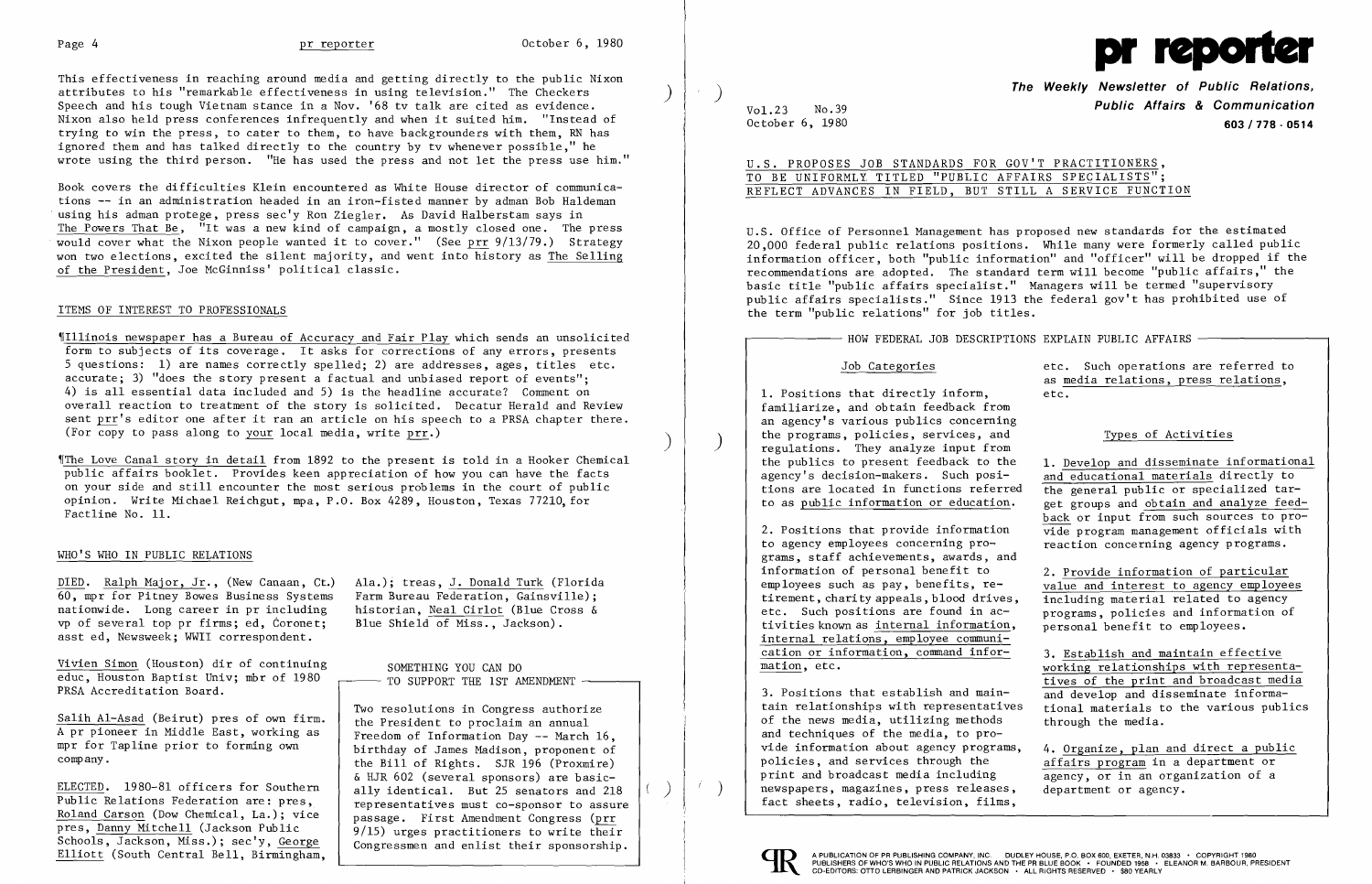This effectiveness in reaching around media and getting directly to the public Nixon attributes to his "remarkable effectiveness in using television." The Checkers Speech and his tough Vietnam stance in a Nov. '68 tv talk are cited as evidence. Nixon also held press conferences infrequently and when it suited him. "Instead of trying to win the press, to cater to them, to have backgrounders with them, RN has ignored them and has talked directly to the country by tv whenever possible," he wrote using the third person. "He has used the press and not let the press use him."

Book covers the difficulties Klein encountered as White House director of communications -- in an administration headed in an iron-fisted manner by adman Bob Haldeman using his adman protege, press sec'y Ron Ziegler. As David Halberstam says in The Powers That Be, "It was a new kind of campaign, a mostly closed one. The press would cover what the Nixon people wanted it to cover." (See prr 9/13/79.) Strategy won two elections, excited the silent majority, and went into history as The Selling of the President, Joe McGinniss' political classic.

## ITEMS OF INTEREST TO PROFESSIONALS

¶Illinois newspaper has a Bureau of Accuracy and Fair Play which sends an unsolicited form to subjects of its coverage. It asks for corrections of any errors, presents 5 questions: 1) are names correctly spelled; 2) are addresses, ages, titles etc. accurate; 3) "does the story present a factual and unbiased report of events"; 4) is all essential data included and 5) is the headline accurate? Comment on overall reaction to treatment of the story is solicited. Decatur Herald and Review sent prr's editor one after it ran an article on his speech to a PRSA chapter there. (For copy to pass along to your local media, write prr.)

¶The Love Canal story in detail from 1892 to the present is told in a Hooker Chemical public affairs booklet. Provides keen appreciation of how you can have the facts on your side and still encounter the most serious problems in the court of public opinion. Write Michael Reichgut, mpa, P.O. Box 4289, Houston, Texas 77210, for Factline No. 11.

## WHO'S WHO IN PUBLIC RELATIONS

DIED. Ralph Major, Jr., (New Canaan, Ct.) 60, mpr for Pitney Bowes Business Systems nationwide. Long career in pr including vp of several top pr firms; ed, Coronet; asst ed, Newsweek; WWII correspondent.

Vivien Simon (Houston) dir of continuing educ, Houston Baptist Univ; mbr of 1980 PRSA Accreditation Board.

Salih Al-Asad (Beirut) pres of own firm. A pr pioneer in Middle East, working as mpr for Tapline prior to forming own company.

ELECTED. 1980-81 officers for Southern Public Relations Federation are: pres, Roland Carson (Dow Chemical, La.); vice pres, Danny Mitchell (Jackson Public Schools, Jackson, Miss.); sec'y, George Elliott (South Central Bell, Birmingham, Ala.); treas, J. Donald Turk (Florida Farm Bureau Federation, Gainsville); historian, Neal Cirlot (Blue Cross & Blue Shield of Miss., Jackson).

### SOMETHING YOU CAN DO TO SUPPORT THE 1ST AMENDMENT

Two resolutions in Congress authorize the President to proclaim an annual Freedom of Information Day -- March 16, birthday of James Madison, proponent of the Bill of Rights. SJR 196 (Proxmire) & HJR 602 (several sponsors) are basically identical. But 25 senators and 218 representatives must co-sponsor to assure passage. First Amendment Congress (prr 9/15) urges practitioners to write their Congressmen and enlist their sponsorship.

---

# pr reporter

**The Weekly Newsletter of Public Relations, Public Affairs & Communication**

Vol.23 No.39
October 6, 1980

**603 / 778 - 0514**

## U.S. PROPOSES JOB STANDARDS FOR GOV'T PRACTITIONERS, TO BE UNIFORMLY TITLED "PUBLIC AFFAIRS SPECIALISTS"; REFLECT ADVANCES IN FIELD, BUT STILL A SERVICE FUNCTION

U.S. Office of Personnel Management has proposed new standards for the estimated 20,000 federal public relations positions. While many were formerly called public information officer, both "public information" and "officer" will be dropped if the recommendations are adopted. The standard term will become "public affairs," the basic title "public affairs specialist." Managers will be termed "supervisory public affairs specialists." Since 1913 the federal gov't has prohibited use of the term "public relations" for job titles.

### HOW FEDERAL JOB DESCRIPTIONS EXPLAIN PUBLIC AFFAIRS

#### Job Categories

1. Positions that directly inform, familiarize, and obtain feedback from an agency's various publics concerning the programs, policies, services, and regulations. They analyze input from the publics to present feedback to the agency's decision-makers. Such positions are located in functions referred to as public information or education.

2. Positions that provide information to agency employees concerning programs, staff achievements, awards, and information of personal benefit to employees such as pay, benefits, retirement, charity appeals, blood drives, etc. Such positions are found in activities known as internal information, internal relations, employee communication or information, command information, etc.

3. Positions that establish and maintain relationships with representatives of the news media, utilizing methods and techniques of the media, to provide information about agency programs, policies, and services through the print and broadcast media including newspapers, magazines, press releases, fact sheets, radio, television, films, etc. Such operations are referred to as media relations, press relations, etc.

#### Types of Activities

1. Develop and disseminate informational and educational materials directly to the general public or specialized target groups and obtain and analyze feedback or input from such sources to provide program management officials with reaction concerning agency programs.

2. Provide information of particular value and interest to agency employees including material related to agency programs, policies and information of personal benefit to employees.

3. Establish and maintain effective working relationships with representatives of the print and broadcast media and develop and disseminate informational materials to the various publics through the media.

4. Organize, plan and direct a public affairs program in a department or agency, or in an organization of a department or agency.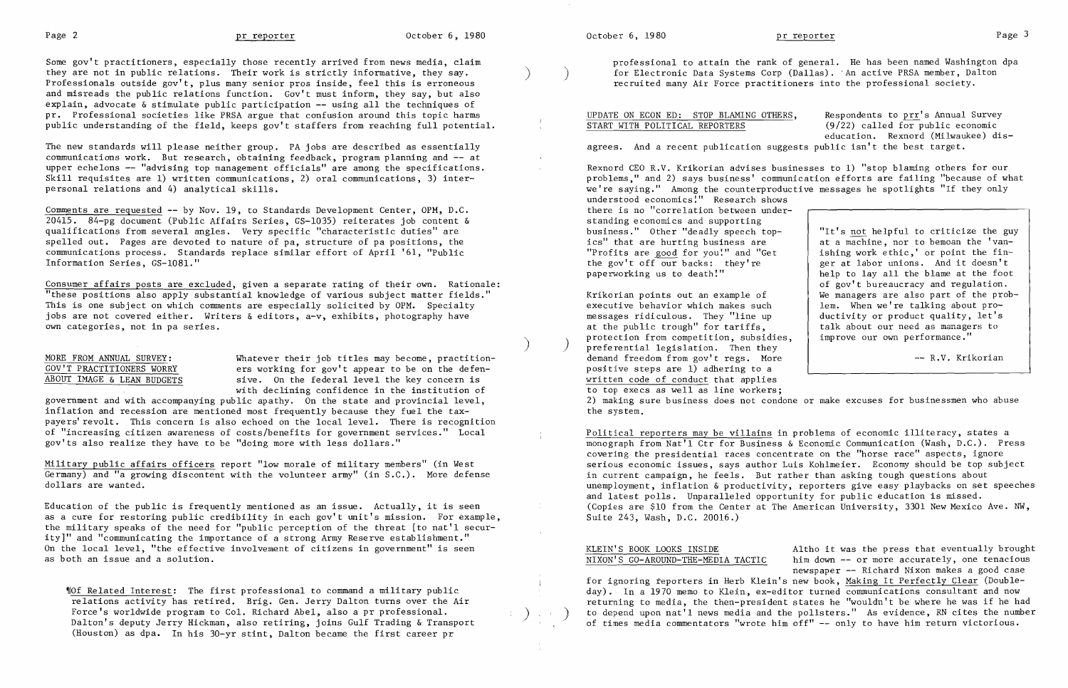Some gov't practitioners, especially those recently arrived from news media, claim they are not in public relations. Their work is strictly informative, they say. Professionals outside gov't, plus many senior pros inside, feel this is erroneous and misreads the public relations function. Gov't must inform, they say, but also explain, advocate & stimulate public participation -- using all the techniques of pr. Professional societies like PRSA argue that confusion around this topic harms public understanding of the field, keeps gov't staffers from reaching full potential.

The new standards will please neither group. PA jobs are described as essentially communications work. But research, obtaining feedback, program planning and -- at upper echelons -- "advising top management officials" are among the specifications. Skill requisites are 1) written communications, 2) oral communications, 3) interpersonal relations and 4) analytical skills.

Comments are requested -- by Nov. 19, to Standards Development Center, OPM, D.C. 20415. 84-pg document (Public Affairs Series, GS-1035) reiterates job content & qualifications from several angles. Very specific "characteristic duties" are spelled out. Pages are devoted to nature of pa, structure of pa positions, the communications process. Standards replace similar effort of April '61, "Public Information Series, GS-1081."

Consumer affairs posts are excluded, given a separate rating of their own. Rationale: "these positions also apply substantial knowledge of various subject matter fields." This is one subject on which comments are especially solicited by OPM. Specialty jobs are not covered either. Writers & editors, a-v, exhibits, photography have own categories, not in pa series.

## MORE FROM ANNUAL SURVEY: GOV'T PRACTITIONERS WORRY ABOUT IMAGE & LEAN BUDGETS

Whatever their job titles may become, practitioners working for gov't appear to be on the defensive. On the federal level the key concern is with declining confidence in the institution of government and with accompanying public apathy. On the state and provincial level, inflation and recession are mentioned most frequently because they fuel the taxpayers' revolt. This concern is also echoed on the local level. There is recognition of "increasing citizen awareness of costs/benefits for government services." Local gov'ts also realize they have to be "doing more with less dollars."

Military public affairs officers report "low morale of military members" (in West Germany) and "a growing discontent with the volunteer army" (in S.C.). More defense dollars are wanted.

Education of the public is frequently mentioned as an issue. Actually, it is seen as a cure for restoring public credibility in each gov't unit's mission. For example, the military speaks of the need for "public perception of the threat [to nat'l security]" and "communicating the importance of a strong Army Reserve establishment." On the local level, "the effective involvement of citizens in government" is seen as both an issue and a solution.

¶Of Related Interest: The first professional to command a military public relations activity has retired. Brig. Gen. Jerry Dalton turns over the Air Force's worldwide program to Col. Richard Abel, also a pr professional. Dalton's deputy Jerry Hickman, also retiring, joins Gulf Trading & Transport (Houston) as dpa. In his 30-yr stint, Dalton became the first career pr professional to attain the rank of general. He has been named Washington dpa for Electronic Data Systems Corp (Dallas). An active PRSA member, Dalton recruited many Air Force practitioners into the professional society.

## UPDATE ON ECON ED: STOP BLAMING OTHERS, START WITH POLITICAL REPORTERS

Respondents to prr's Annual Survey (9/22) called for public economic education. Rexnord (Milwaukee) disagrees. And a recent publication suggests public isn't the best target.

Rexnord CEO R.V. Krikorian advises businesses to 1) "stop blaming others for our problems," and 2) says business' communication efforts are failing "because of what we're saying." Among the counterproductive messages he spotlights "If they only understood economics!" Research shows there is no "correlation between understanding economics and supporting business." Other "deadly speech topics" that are hurting business are "Profits are good for you!" and "Get the gov't off our backs: they're paperworking us to death!"

> "It's not helpful to criticize the guy at a machine, nor to bemoan the 'vanishing work ethic,' or point the finger at labor unions. And it doesn't help to lay all the blame at the foot of gov't bureaucracy and regulation. We managers are also part of the problem. When we're talking about productivity or product quality, let's talk about our need as managers to improve our own performance."
>
> -- R.V. Krikorian

Krikorian points out an example of executive behavior which makes such messages ridiculous. They "line up at the public trough" for tariffs, protection from competition, subsidies, preferential legislation. Then they demand freedom from gov't regs. More positive steps are 1) adhering to a written code of conduct that applies to top execs as well as line workers; 2) making sure business does not condone or make excuses for businessmen who abuse the system.

Political reporters may be villains in problems of economic illiteracy, states a monograph from Nat'l Ctr for Business & Economic Communication (Wash, D.C.). Press covering the presidential races concentrate on the "horse race" aspects, ignore serious economic issues, says author Luis Kohlmeier. Economy should be top subject in current campaign, he feels. But rather than asking tough questions about unemployment, inflation & productivity, reporters give easy playbacks on set speeches and latest polls. Unparalleled opportunity for public education is missed. (Copies are $10 from the Center at The American University, 3301 New Mexico Ave. NW, Suite 243, Wash, D.C. 20016.)

## KLEIN'S BOOK LOOKS INSIDE NIXON'S GO-AROUND-THE-MEDIA TACTIC

Altho it was the press that eventually brought him down -- or more accurately, one tenacious newspaper -- Richard Nixon makes a good case for ignoring reporters in Herb Klein's new book, Making It Perfectly Clear (Doubleday). In a 1970 memo to Klein, ex-editor turned communications consultant and now returning to media, the then-president states he "wouldn't be where he was if he had to depend upon nat'l news media and the pollsters." As evidence, RN cites the number of times media commentators "wrote him off" -- only to have him return victorious.